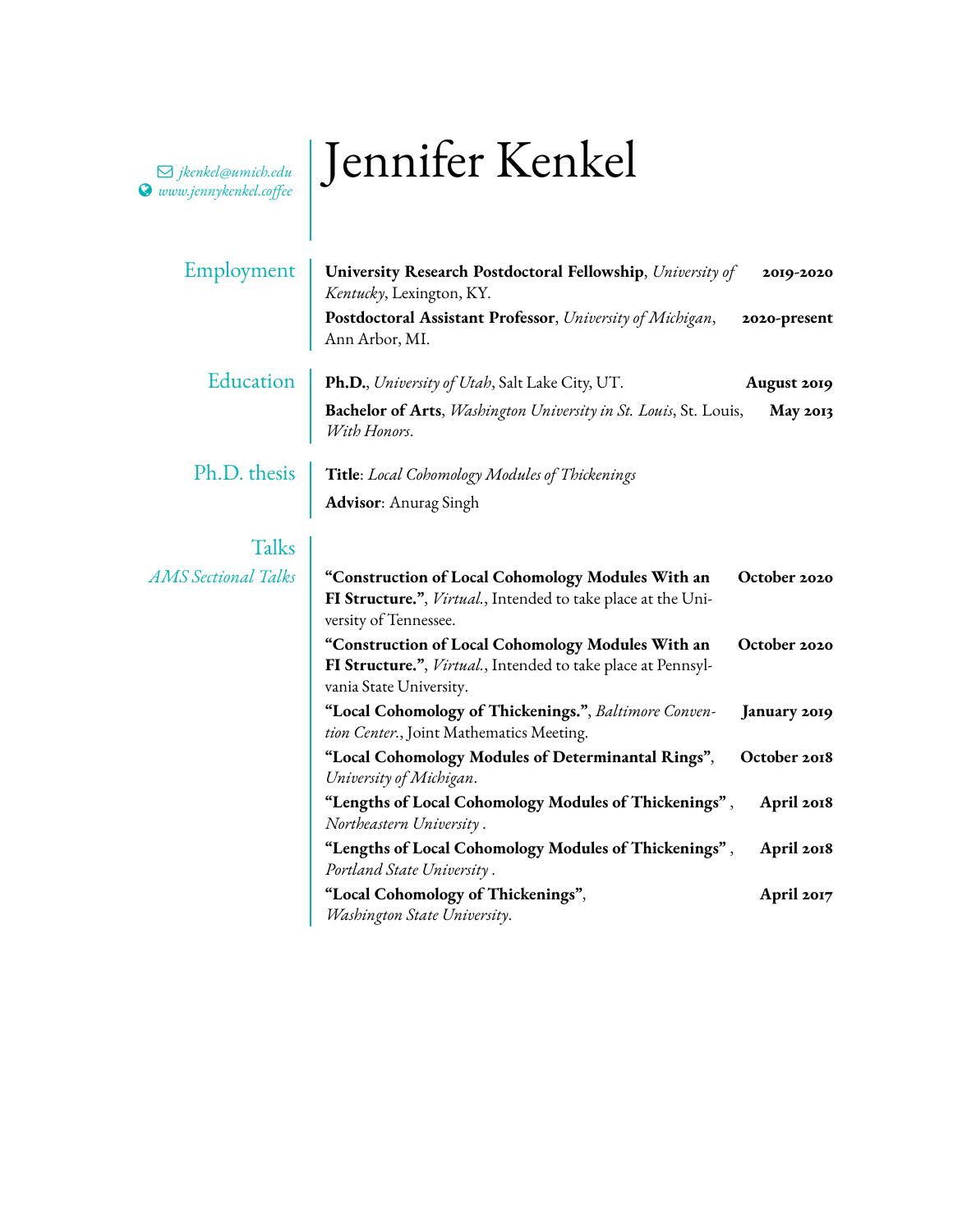# Jennifer Kenkel

jkenkel@umich.edu
www.jennykenkel.coffee

## Employment

**University Research Postdoctoral Fellowship**, *University of Kentucky*, Lexington, KY. **2019-2020**

**Postdoctoral Assistant Professor**, *University of Michigan*, Ann Arbor, MI. **2020-present**

## Education

**Ph.D.**, *University of Utah*, Salt Lake City, UT. **August 2019**

**Bachelor of Arts**, *Washington University in St. Louis*, St. Louis, *With Honors*. **May 2013**

## Ph.D. thesis

**Title**: *Local Cohomology Modules of Thickenings*

**Advisor**: Anurag Singh

## Talks

### *AMS Sectional Talks*

**"Construction of Local Cohomology Modules With an FI Structure."**, *Virtual.*, Intended to take place at the University of Tennessee. **October 2020**

**"Construction of Local Cohomology Modules With an FI Structure."**, *Virtual.*, Intended to take place at Pennsylvania State University. **October 2020**

**"Local Cohomology of Thickenings."**, *Baltimore Convention Center.*, Joint Mathematics Meeting. **January 2019**

**"Local Cohomology Modules of Determinantal Rings"**, *University of Michigan*. **October 2018**

**"Lengths of Local Cohomology Modules of Thickenings"** , *Northeastern University* . **April 2018**

**"Lengths of Local Cohomology Modules of Thickenings"** , *Portland State University* . **April 2018**

**"Local Cohomology of Thickenings"**, *Washington State University*. **April 2017**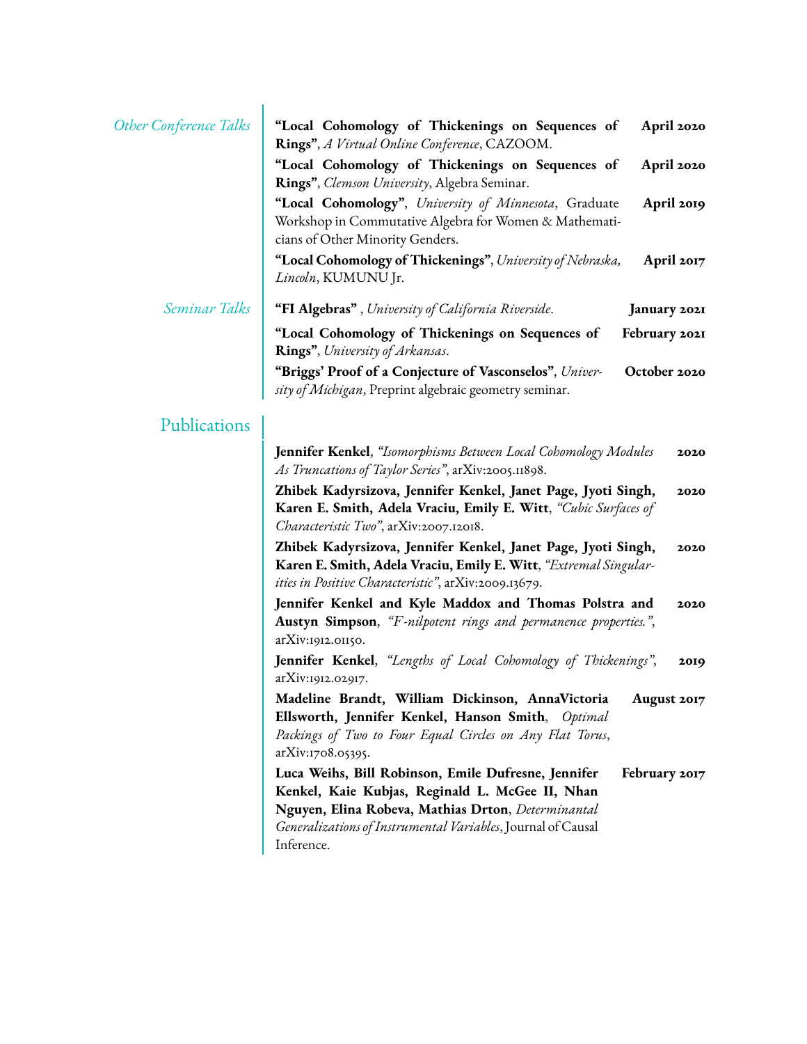### Other Conference Talks

- **"Local Cohomology of Thickenings on Sequences of Rings"**, *A Virtual Online Conference*, CAZOOM. **April 2020**
- **"Local Cohomology of Thickenings on Sequences of Rings"**, *Clemson University*, Algebra Seminar. **April 2020**
- **"Local Cohomology"**, *University of Minnesota*, Graduate Workshop in Commutative Algebra for Women & Mathematicians of Other Minority Genders. **April 2019**
- **"Local Cohomology of Thickenings"**, *University of Nebraska, Lincoln*, KUMUNU Jr. **April 2017**

### Seminar Talks

- **"FI Algebras"** , *University of California Riverside.* **January 2021**
- **"Local Cohomology of Thickenings on Sequences of Rings"**, *University of Arkansas.* **February 2021**
- **"Briggs' Proof of a Conjecture of Vasconselos"**, *University of Michigan*, Preprint algebraic geometry seminar. **October 2020**

## Publications

- **Jennifer Kenkel**, *"Isomorphisms Between Local Cohomology Modules As Truncations of Taylor Series"*, arXiv:2005.11898. **2020**
- **Zhibek Kadyrsizova, Jennifer Kenkel, Janet Page, Jyoti Singh, Karen E. Smith, Adela Vraciu, Emily E. Witt**, *"Cubic Surfaces of Characteristic Two"*, arXiv:2007.12018. **2020**
- **Zhibek Kadyrsizova, Jennifer Kenkel, Janet Page, Jyoti Singh, Karen E. Smith, Adela Vraciu, Emily E. Witt**, *"Extremal Singularities in Positive Characteristic"*, arXiv:2009.13679. **2020**
- **Jennifer Kenkel and Kyle Maddox and Thomas Polstra and Austyn Simpson**, *"F-nilpotent rings and permanence properties."*, arXiv:1912.01150. **2020**
- **Jennifer Kenkel**, *"Lengths of Local Cohomology of Thickenings"*, arXiv:1912.02917. **2019**
- **Madeline Brandt, William Dickinson, AnnaVictoria Ellsworth, Jennifer Kenkel, Hanson Smith**, *Optimal Packings of Two to Four Equal Circles on Any Flat Torus*, arXiv:1708.05395. **August 2017**
- **Luca Weihs, Bill Robinson, Emile Dufresne, Jennifer Kenkel, Kaie Kubjas, Reginald L. McGee II, Nhan Nguyen, Elina Robeva, Mathias Drton**, *Determinantal Generalizations of Instrumental Variables*, Journal of Causal Inference. **February 2017**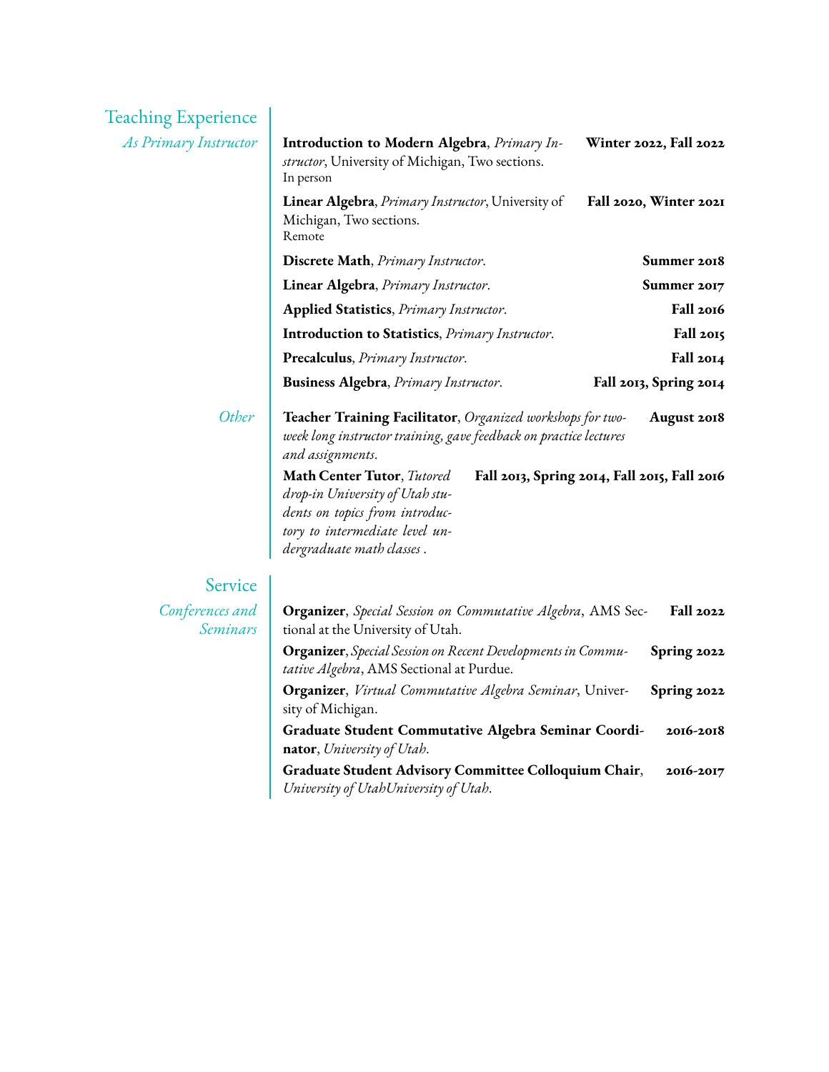## Teaching Experience

### *As Primary Instructor*

**Introduction to Modern Algebra**, *Primary Instructor*, University of Michigan, Two sections. **Winter 2022, Fall 2022**
In person

**Linear Algebra**, *Primary Instructor*, University of Michigan, Two sections. **Fall 2020, Winter 2021**
Remote

**Discrete Math**, *Primary Instructor*. **Summer 2018**

**Linear Algebra**, *Primary Instructor*. **Summer 2017**

**Applied Statistics**, *Primary Instructor*. **Fall 2016**

**Introduction to Statistics**, *Primary Instructor*. **Fall 2015**

**Precalculus**, *Primary Instructor*. **Fall 2014**

**Business Algebra**, *Primary Instructor*. **Fall 2013, Spring 2014**

### *Other*

**Teacher Training Facilitator**, *Organized workshops for two-week long instructor training, gave feedback on practice lectures and assignments*. **August 2018**

**Math Center Tutor**, *Tutored drop-in University of Utah students on topics from introductory to intermediate level undergraduate math classes* . **Fall 2013, Spring 2014, Fall 2015, Fall 2016**

## Service

### *Conferences and Seminars*

**Organizer**, *Special Session on Commutative Algebra*, AMS Sectional at the University of Utah. **Fall 2022**

**Organizer**, *Special Session on Recent Developments in Commutative Algebra*, AMS Sectional at Purdue. **Spring 2022**

**Organizer**, *Virtual Commutative Algebra Seminar*, University of Michigan. **Spring 2022**

**Graduate Student Commutative Algebra Seminar Coordinator**, *University of Utah*. **2016-2018**

**Graduate Student Advisory Committee Colloquium Chair**, *University of UtahUniversity of Utah*. **2016-2017**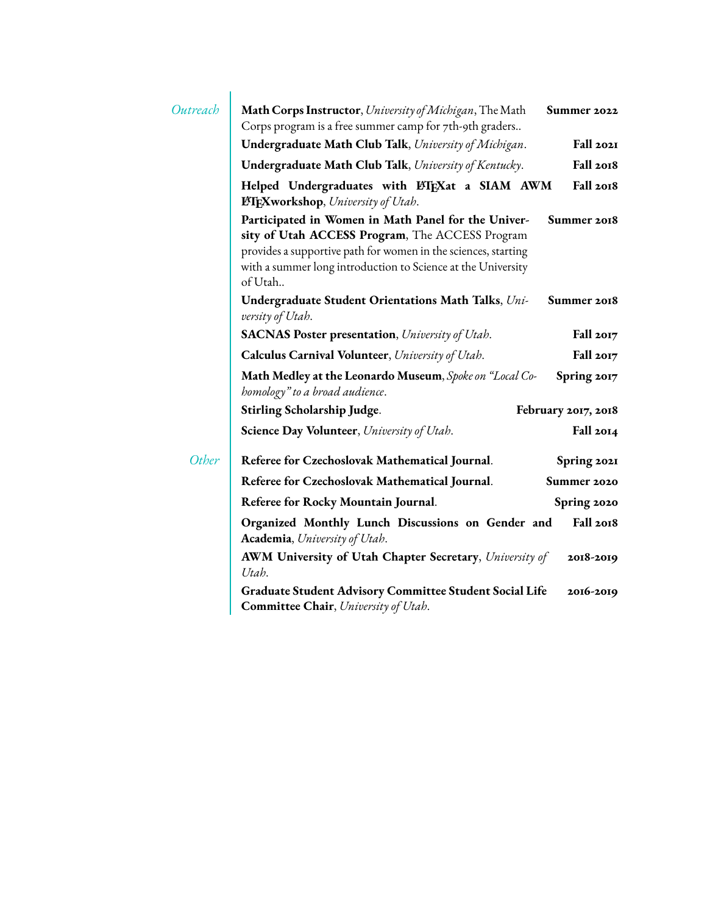## *Outreach*

- **Math Corps Instructor**, *University of Michigan*, The Math Corps program is a free summer camp for 7th-9th graders.. — **Summer 2022**
- **Undergraduate Math Club Talk**, *University of Michigan*. — **Fall 2021**
- **Undergraduate Math Club Talk**, *University of Kentucky*. — **Fall 2018**
- **Helped Undergraduates with LaTeXat a SIAM AWM LaTeXworkshop**, *University of Utah*. — **Fall 2018**
- **Participated in Women in Math Panel for the University of Utah ACCESS Program**, The ACCESS Program provides a supportive path for women in the sciences, starting with a summer long introduction to Science at the University of Utah.. — **Summer 2018**
- **Undergraduate Student Orientations Math Talks**, *University of Utah*. — **Summer 2018**
- **SACNAS Poster presentation**, *University of Utah*. — **Fall 2017**
- **Calculus Carnival Volunteer**, *University of Utah*. — **Fall 2017**
- **Math Medley at the Leonardo Museum**, *Spoke on "Local Cohomology" to a broad audience*. — **Spring 2017**
- **Stirling Scholarship Judge**. — **February 2017, 2018**
- **Science Day Volunteer**, *University of Utah*. — **Fall 2014**

## *Other*

- **Referee for Czechoslovak Mathematical Journal**. — **Spring 2021**
- **Referee for Czechoslovak Mathematical Journal**. — **Summer 2020**
- **Referee for Rocky Mountain Journal**. — **Spring 2020**
- **Organized Monthly Lunch Discussions on Gender and Academia**, *University of Utah*. — **Fall 2018**
- **AWM University of Utah Chapter Secretary**, *University of Utah*. — **2018-2019**
- **Graduate Student Advisory Committee Student Social Life Committee Chair**, *University of Utah*. — **2016-2019**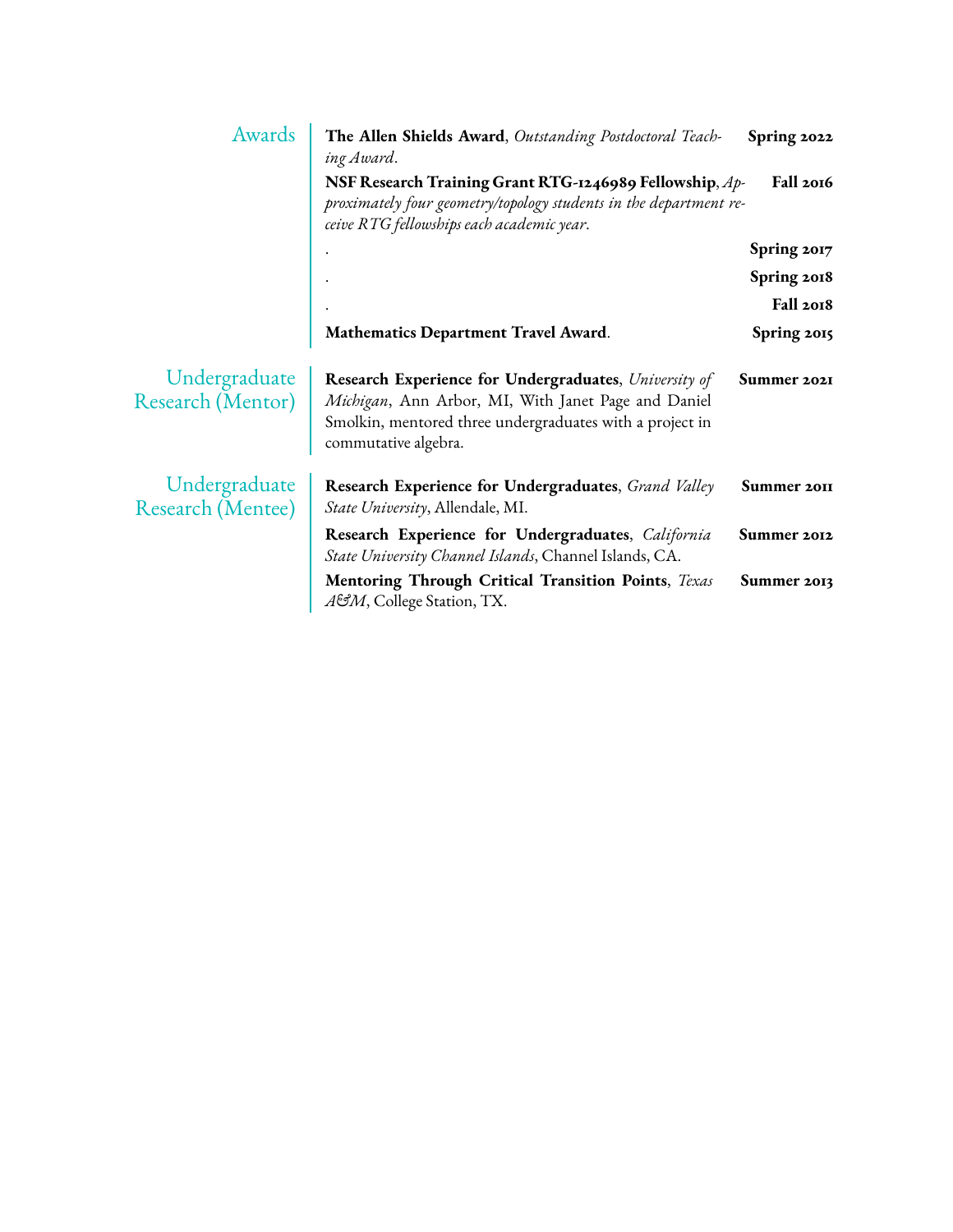## Awards

**The Allen Shields Award**, *Outstanding Postdoctoral Teaching Award*. **Spring 2022**

**NSF Research Training Grant RTG-1246989 Fellowship**, *Approximately four geometry/topology students in the department receive RTG fellowships each academic year*. **Fall 2016**

. **Spring 2017**

. **Spring 2018**

. **Fall 2018**

**Mathematics Department Travel Award**. **Spring 2015**

## Undergraduate Research (Mentor)

**Research Experience for Undergraduates**, *University of Michigan*, Ann Arbor, MI, With Janet Page and Daniel Smolkin, mentored three undergraduates with a project in commutative algebra. **Summer 2021**

## Undergraduate Research (Mentee)

**Research Experience for Undergraduates**, *Grand Valley State University*, Allendale, MI. **Summer 2011**

**Research Experience for Undergraduates**, *California State University Channel Islands*, Channel Islands, CA. **Summer 2012**

**Mentoring Through Critical Transition Points**, *Texas A&M*, College Station, TX. **Summer 2013**